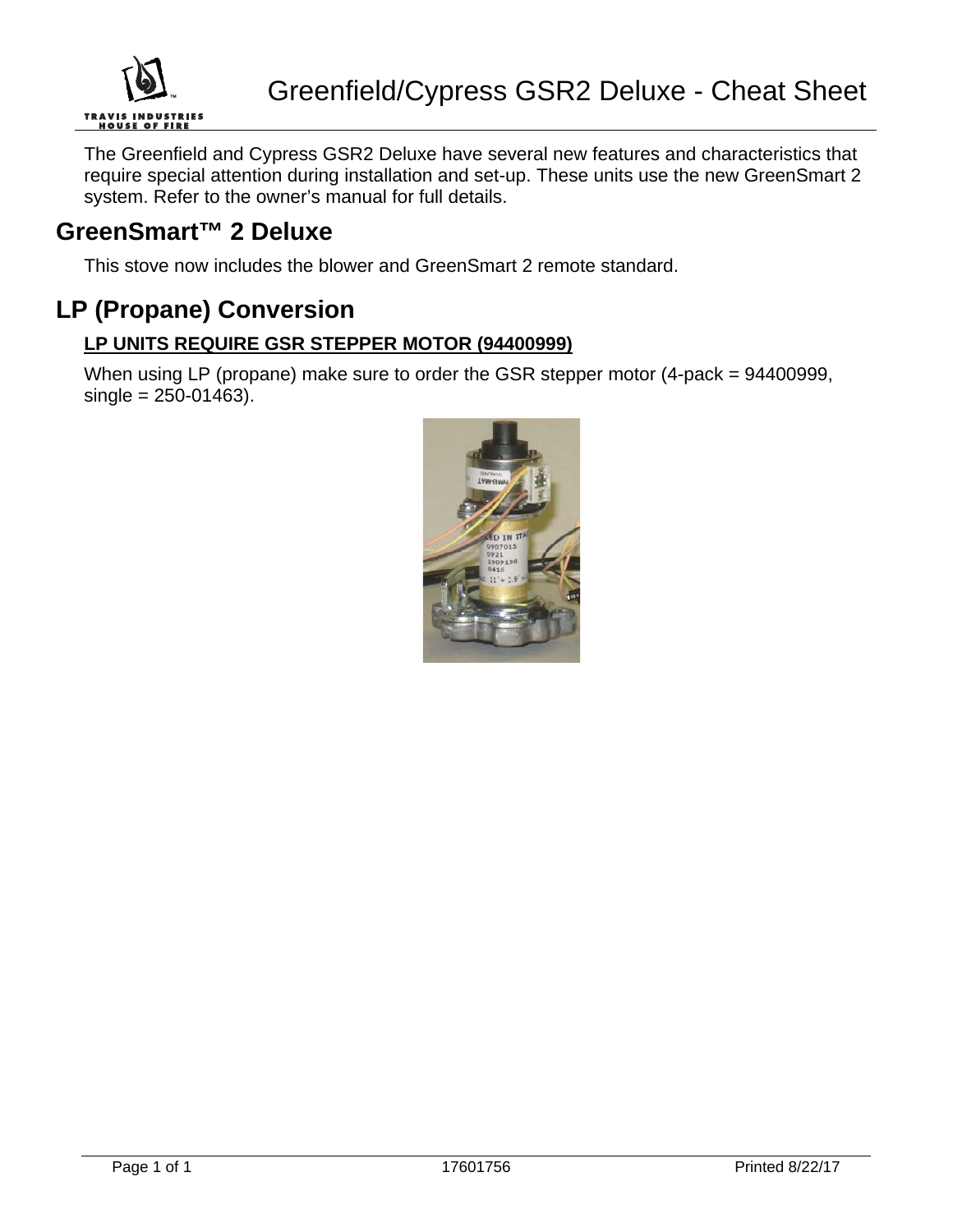# Greenfield/Cypress GSR2 Deluxe - Cheat Sheet

The Greenfield and Cypress GSR2 Deluxe have several new features and characteristics that require special attention during installation and set-up. These units use the new GreenSmart 2 system. Refer to the owner's manual for full details.

## GreenSmart™ 2 Deluxe

This stove now includes the blower and GreenSmart 2 remote standard.

## LP (Propane) Conversion

**LP UNITS REQUIRE GSR STEPPER MOTOR (94400999)**

When using LP (propane) make sure to order the GSR stepper motor (4-pack = 94400999, single = 250-01463).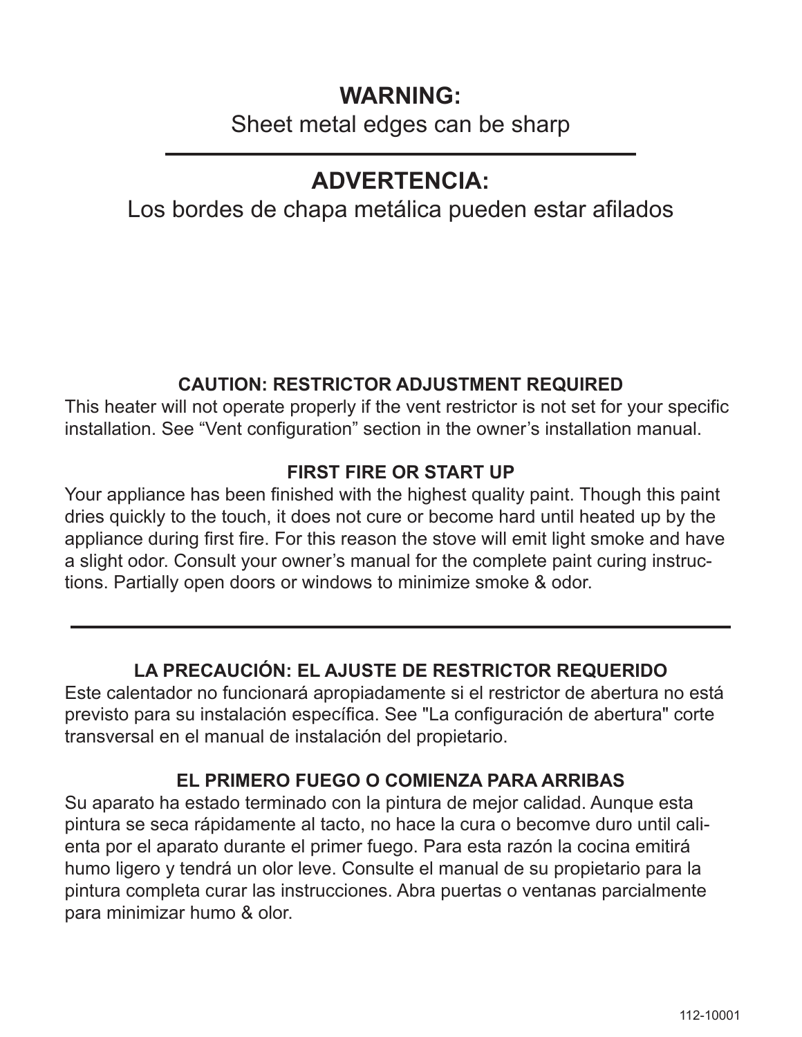## WARNING:

Sheet metal edges can be sharp

---

## ADVERTENCIA:

Los bordes de chapa metálica pueden estar afilados

### CAUTION: RESTRICTOR ADJUSTMENT REQUIRED

This heater will not operate properly if the vent restrictor is not set for your specific installation. See “Vent configuration” section in the owner’s installation manual.

### FIRST FIRE OR START UP

Your appliance has been finished with the highest quality paint. Though this paint dries quickly to the touch, it does not cure or become hard until heated up by the appliance during first fire. For this reason the stove will emit light smoke and have a slight odor. Consult your owner’s manual for the complete paint curing instructions. Partially open doors or windows to minimize smoke & odor.

---

### LA PRECAUCIÓN: EL AJUSTE DE RESTRICTOR REQUERIDO

Este calentador no funcionará apropiadamente si el restrictor de abertura no está previsto para su instalación específica. See "La configuración de abertura" corte transversal en el manual de instalación del propietario.

### EL PRIMERO FUEGO O COMIENZA PARA ARRIBAS

Su aparato ha estado terminado con la pintura de mejor calidad. Aunque esta pintura se seca rápidamente al tacto, no hace la cura o becomve duro until calienta por el aparato durante el primer fuego. Para esta razón la cocina emitirá humo ligero y tendrá un olor leve. Consulte el manual de su propietario para la pintura completa curar las instrucciones. Abra puertas o ventanas parcialmente para minimizar humo & olor.

112-10001